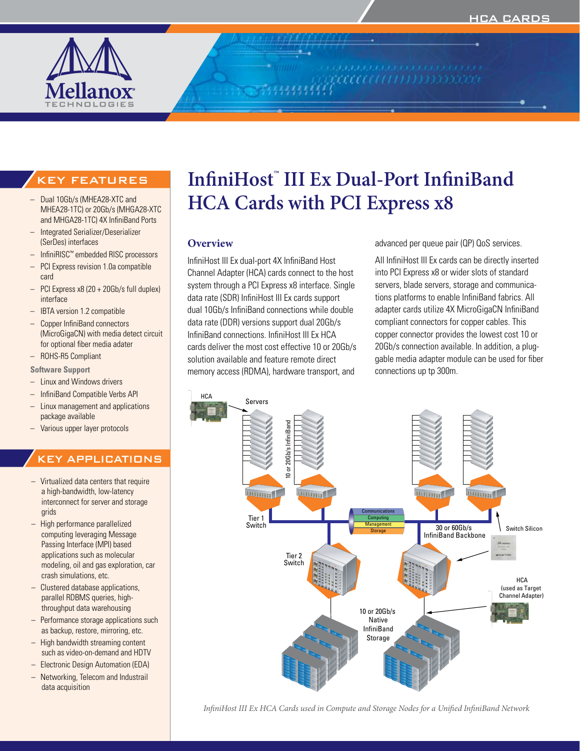# InfiniHost™ III Ex Dual-Port InfiniBand HCA Cards with PCI Express x8

## KEY FEATURES

- Dual 10Gb/s (MHEA28-XTC and MHEA28-1TC) or 20Gb/s (MHGA28-XTC and MHGA28-1TC) 4X InfiniBand Ports
- Integrated Serializer/Deserializer (SerDes) interfaces
- InfiniRISC™ embedded RISC processors
- PCI Express revision 1.0a compatible card
- PCI Express x8 (20 + 20Gb/s full duplex) interface
- IBTA version 1.2 compatible
- Copper InfiniBand connectors (MicroGigaCN) with media detect circuit for optional fiber media adater
- ROHS-R5 Compliant

**Software Support**

- Linux and Windows drivers
- InfiniBand Compatible Verbs API
- Linux management and applications package available
- Various upper layer protocols

## KEY APPLICATIONS

- Virtualized data centers that require a high-bandwidth, low-latency interconnect for server and storage grids
- High performance parallelized computing leveraging Message Passing Interface (MPI) based applications such as molecular modeling, oil and gas exploration, car crash simulations, etc.
- Clustered database applications, parallel RDBMS queries, high-throughput data warehousing
- Performance storage applications such as backup, restore, mirroring, etc.
- High bandwidth streaming content such as video-on-demand and HDTV
- Electronic Design Automation (EDA)
- Networking, Telecom and Industrail data acquisition

## Overview

InfiniHost III Ex dual-port 4X InfiniBand Host Channel Adapter (HCA) cards connect to the host system through a PCI Express x8 interface. Single data rate (SDR) InfiniHost III Ex cards support dual 10Gb/s InfiniBand connections while double data rate (DDR) versions support dual 20Gb/s InfiniBand connections. InfiniHost III Ex HCA cards deliver the most cost effective 10 or 20Gb/s solution available and feature remote direct memory access (RDMA), hardware transport, and advanced per queue pair (QP) QoS services.

All InfiniHost III Ex cards can be directly inserted into PCI Express x8 or wider slots of standard servers, blade servers, storage and communications platforms to enable InfiniBand fabrics. All adapter cards utilize 4X MicroGigaCN InfiniBand compliant connectors for copper cables. This copper connector provides the lowest cost 10 or 20Gb/s connection available. In addition, a pluggable media adapter module can be used for fiber connections up tp 300m.

*InfiniHost III Ex HCA Cards used in Compute and Storage Nodes for a Unified InfiniBand Network*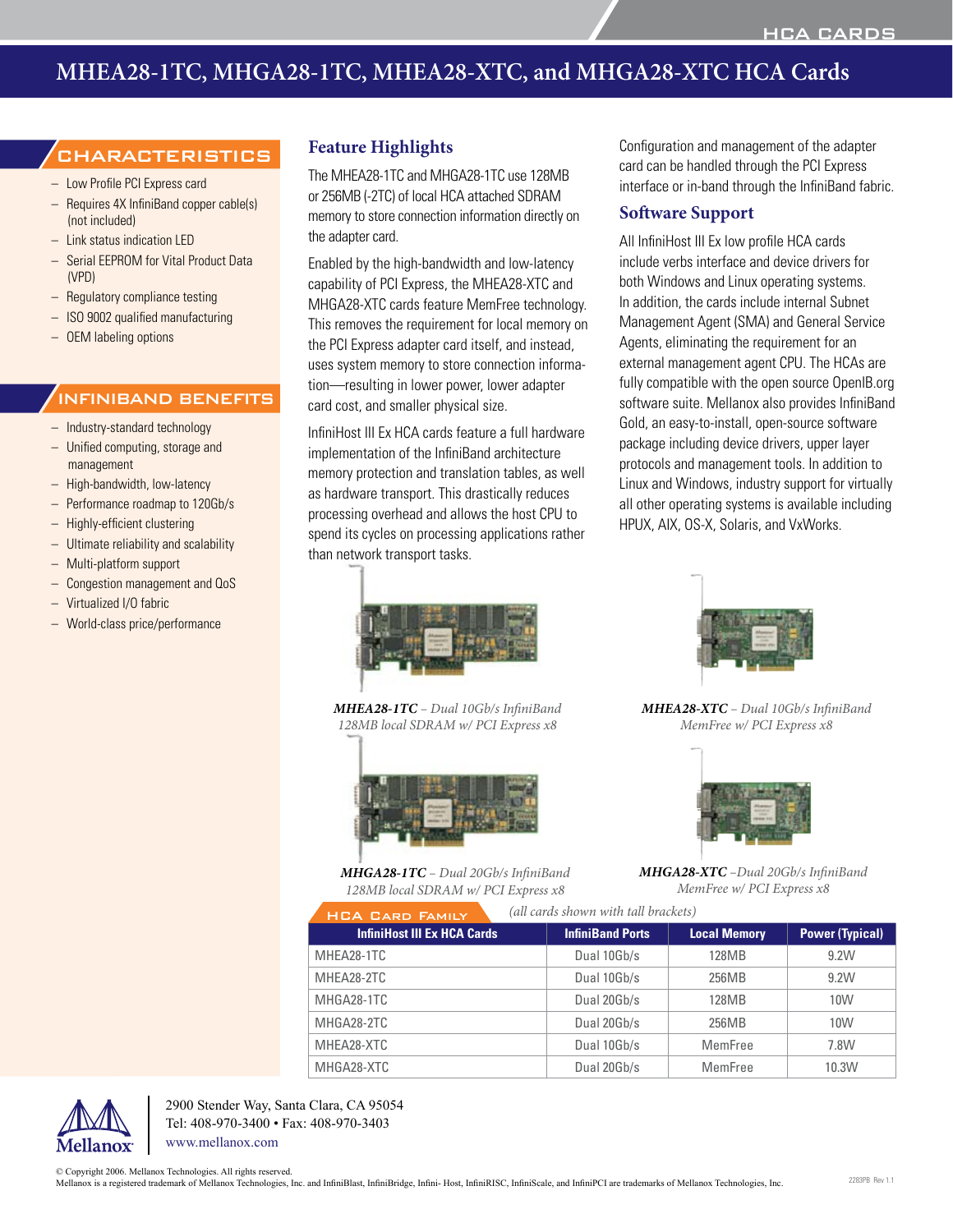# MHEA28-1TC, MHGA28-1TC, MHEA28-XTC, and MHGA28-XTC HCA Cards

## CHARACTERISTICS

- Low Profile PCI Express card
- Requires 4X InfiniBand copper cable(s) (not included)
- Link status indication LED
- Serial EEPROM for Vital Product Data (VPD)
- Regulatory compliance testing
- ISO 9002 qualified manufacturing
- OEM labeling options

## INFINIBAND BENEFITS

- Industry-standard technology
- Unified computing, storage and management
- High-bandwidth, low-latency
- Performance roadmap to 120Gb/s
- Highly-efficient clustering
- Ultimate reliability and scalability
- Multi-platform support
- Congestion management and QoS
- Virtualized I/O fabric
- World-class price/performance

## Feature Highlights

The MHEA28-1TC and MHGA28-1TC use 128MB or 256MB (-2TC) of local HCA attached SDRAM memory to store connection information directly on the adapter card.

Enabled by the high-bandwidth and low-latency capability of PCI Express, the MHEA28-XTC and MHGA28-XTC cards feature MemFree technology. This removes the requirement for local memory on the PCI Express adapter card itself, and instead, uses system memory to store connection information—resulting in lower power, lower adapter card cost, and smaller physical size.

InfiniHost III Ex HCA cards feature a full hardware implementation of the InfiniBand architecture memory protection and translation tables, as well as hardware transport. This drastically reduces processing overhead and allows the host CPU to spend its cycles on processing applications rather than network transport tasks.

Configuration and management of the adapter card can be handled through the PCI Express interface or in-band through the InfiniBand fabric.

## Software Support

All InfiniHost III Ex low profile HCA cards include verbs interface and device drivers for both Windows and Linux operating systems. In addition, the cards include internal Subnet Management Agent (SMA) and General Service Agents, eliminating the requirement for an external management agent CPU. The HCAs are fully compatible with the open source OpenIB.org software suite. Mellanox also provides InfiniBand Gold, an easy-to-install, open-source software package including device drivers, upper layer protocols and management tools. In addition to Linux and Windows, industry support for virtually all other operating systems is available including HPUX, AIX, OS-X, Solaris, and VxWorks.

***MHEA28-1TC*** *– Dual 10Gb/s InfiniBand 128MB local SDRAM w/ PCI Express x8*

***MHEA28-XTC*** *– Dual 10Gb/s InfiniBand MemFree w/ PCI Express x8*

***MHGA28-1TC*** *– Dual 20Gb/s InfiniBand 128MB local SDRAM w/ PCI Express x8*

***MHGA28-XTC*** *–Dual 20Gb/s InfiniBand MemFree w/ PCI Express x8*

*(all cards shown with tall brackets)*

## HCA Card Family

| InfiniHost III Ex HCA Cards | InfiniBand Ports | Local Memory | Power (Typical) |
|---|---|---|---|
| MHEA28-1TC | Dual 10Gb/s | 128MB | 9.2W |
| MHEA28-2TC | Dual 10Gb/s | 256MB | 9.2W |
| MHGA28-1TC | Dual 20Gb/s | 128MB | 10W |
| MHGA28-2TC | Dual 20Gb/s | 256MB | 10W |
| MHEA28-XTC | Dual 10Gb/s | MemFree | 7.8W |
| MHGA28-XTC | Dual 20Gb/s | MemFree | 10.3W |

Mellanox

2900 Stender Way, Santa Clara, CA 95054
Tel: 408-970-3400 • Fax: 408-970-3403
www.mellanox.com

© Copyright 2006. Mellanox Technologies. All rights reserved.
Mellanox is a registered trademark of Mellanox Technologies, Inc. and InfiniBlast, InfiniBridge, Infini- Host, InfiniRISC, InfiniScale, and InfiniPCI are trademarks of Mellanox Technologies, Inc.

2283PB Rev 1.1